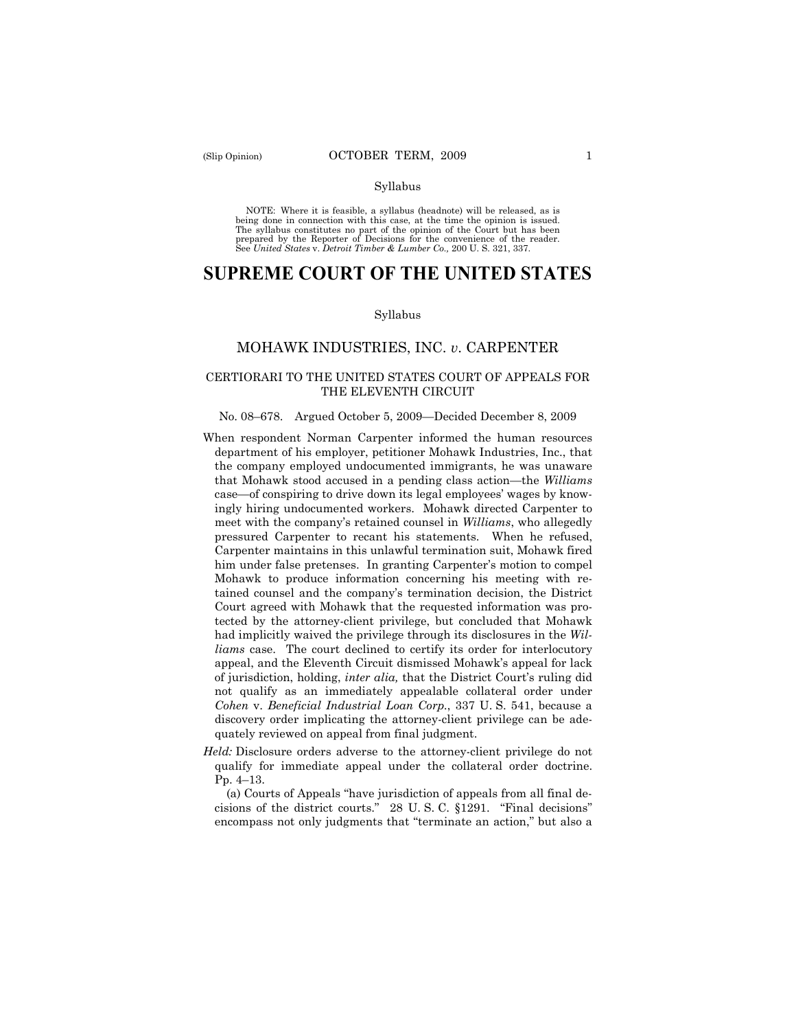Syllabus

NOTE: Where it is feasible, a syllabus (headnote) will be released, as is being done in connection with this case, at the time the opinion is issued. The syllabus constitutes no part of the opinion of the Court but has been prepared by the Reporter of Decisions for the convenience of the reader. See *United States* v. *Detroit Timber & Lumber Co.,* 200 U. S. 321, 337.

# SUPREME COURT OF THE UNITED STATES

Syllabus

## MOHAWK INDUSTRIES, INC. *v.* CARPENTER

### CERTIORARI TO THE UNITED STATES COURT OF APPEALS FOR THE ELEVENTH CIRCUIT

No. 08–678. Argued October 5, 2009—Decided December 8, 2009

When respondent Norman Carpenter informed the human resources department of his employer, petitioner Mohawk Industries, Inc., that the company employed undocumented immigrants, he was unaware that Mohawk stood accused in a pending class action—the *Williams* case—of conspiring to drive down its legal employees' wages by knowingly hiring undocumented workers. Mohawk directed Carpenter to meet with the company's retained counsel in *Williams*, who allegedly pressured Carpenter to recant his statements. When he refused, Carpenter maintains in this unlawful termination suit, Mohawk fired him under false pretenses. In granting Carpenter's motion to compel Mohawk to produce information concerning his meeting with retained counsel and the company's termination decision, the District Court agreed with Mohawk that the requested information was protected by the attorney-client privilege, but concluded that Mohawk had implicitly waived the privilege through its disclosures in the *Williams* case. The court declined to certify its order for interlocutory appeal, and the Eleventh Circuit dismissed Mohawk's appeal for lack of jurisdiction, holding, *inter alia,* that the District Court's ruling did not qualify as an immediately appealable collateral order under *Cohen* v. *Beneficial Industrial Loan Corp.*, 337 U. S. 541, because a discovery order implicating the attorney-client privilege can be adequately reviewed on appeal from final judgment.

*Held:* Disclosure orders adverse to the attorney-client privilege do not qualify for immediate appeal under the collateral order doctrine. Pp. 4–13.

(a) Courts of Appeals "have jurisdiction of appeals from all final decisions of the district courts." 28 U. S. C. §1291. "Final decisions" encompass not only judgments that "terminate an action," but also a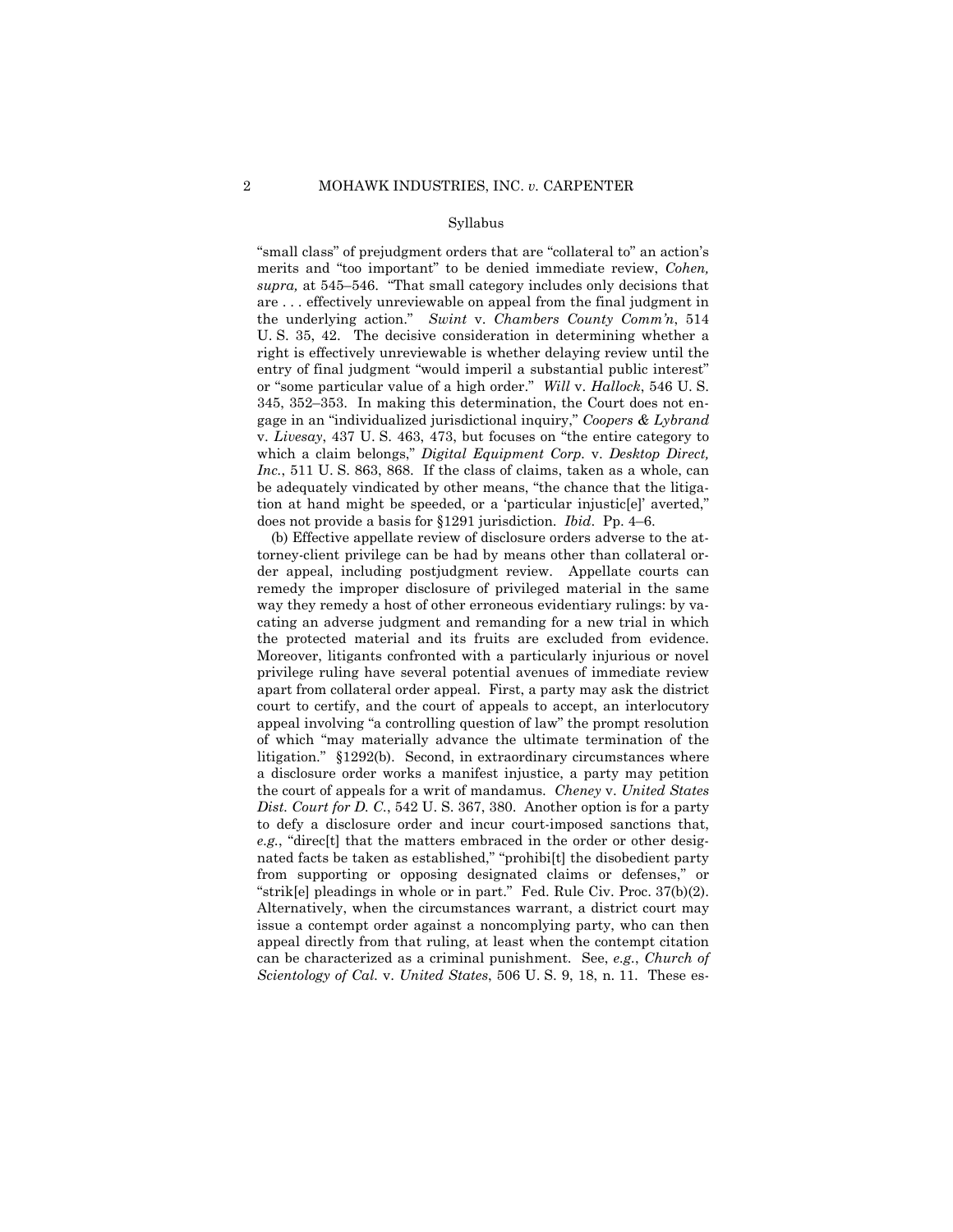Syllabus

"small class" of prejudgment orders that are "collateral to" an action's merits and "too important" to be denied immediate review, *Cohen, supra,* at 545–546. "That small category includes only decisions that are . . . effectively unreviewable on appeal from the final judgment in the underlying action." *Swint* v. *Chambers County Comm'n*, 514 U. S. 35, 42. The decisive consideration in determining whether a right is effectively unreviewable is whether delaying review until the entry of final judgment "would imperil a substantial public interest" or "some particular value of a high order." *Will* v. *Hallock*, 546 U. S. 345, 352–353. In making this determination, the Court does not engage in an "individualized jurisdictional inquiry," *Coopers & Lybrand* v. *Livesay*, 437 U. S. 463, 473, but focuses on "the entire category to which a claim belongs," *Digital Equipment Corp.* v. *Desktop Direct, Inc.*, 511 U. S. 863, 868. If the class of claims, taken as a whole, can be adequately vindicated by other means, "the chance that the litigation at hand might be speeded, or a 'particular injustic[e]' averted," does not provide a basis for §1291 jurisdiction. *Ibid*. Pp. 4–6.

(b) Effective appellate review of disclosure orders adverse to the attorney-client privilege can be had by means other than collateral order appeal, including postjudgment review. Appellate courts can remedy the improper disclosure of privileged material in the same way they remedy a host of other erroneous evidentiary rulings: by vacating an adverse judgment and remanding for a new trial in which the protected material and its fruits are excluded from evidence. Moreover, litigants confronted with a particularly injurious or novel privilege ruling have several potential avenues of immediate review apart from collateral order appeal. First, a party may ask the district court to certify, and the court of appeals to accept, an interlocutory appeal involving "a controlling question of law" the prompt resolution of which "may materially advance the ultimate termination of the litigation." §1292(b). Second, in extraordinary circumstances where a disclosure order works a manifest injustice, a party may petition the court of appeals for a writ of mandamus. *Cheney* v. *United States Dist. Court for D. C.*, 542 U. S. 367, 380. Another option is for a party to defy a disclosure order and incur court-imposed sanctions that, *e.g.*, "direc[t] that the matters embraced in the order or other designated facts be taken as established," "prohibi[t] the disobedient party from supporting or opposing designated claims or defenses," or "strik[e] pleadings in whole or in part." Fed. Rule Civ. Proc. 37(b)(2). Alternatively, when the circumstances warrant, a district court may issue a contempt order against a noncomplying party, who can then appeal directly from that ruling, at least when the contempt citation can be characterized as a criminal punishment. See, *e.g.*, *Church of Scientology of Cal.* v. *United States*, 506 U. S. 9, 18, n. 11. These es-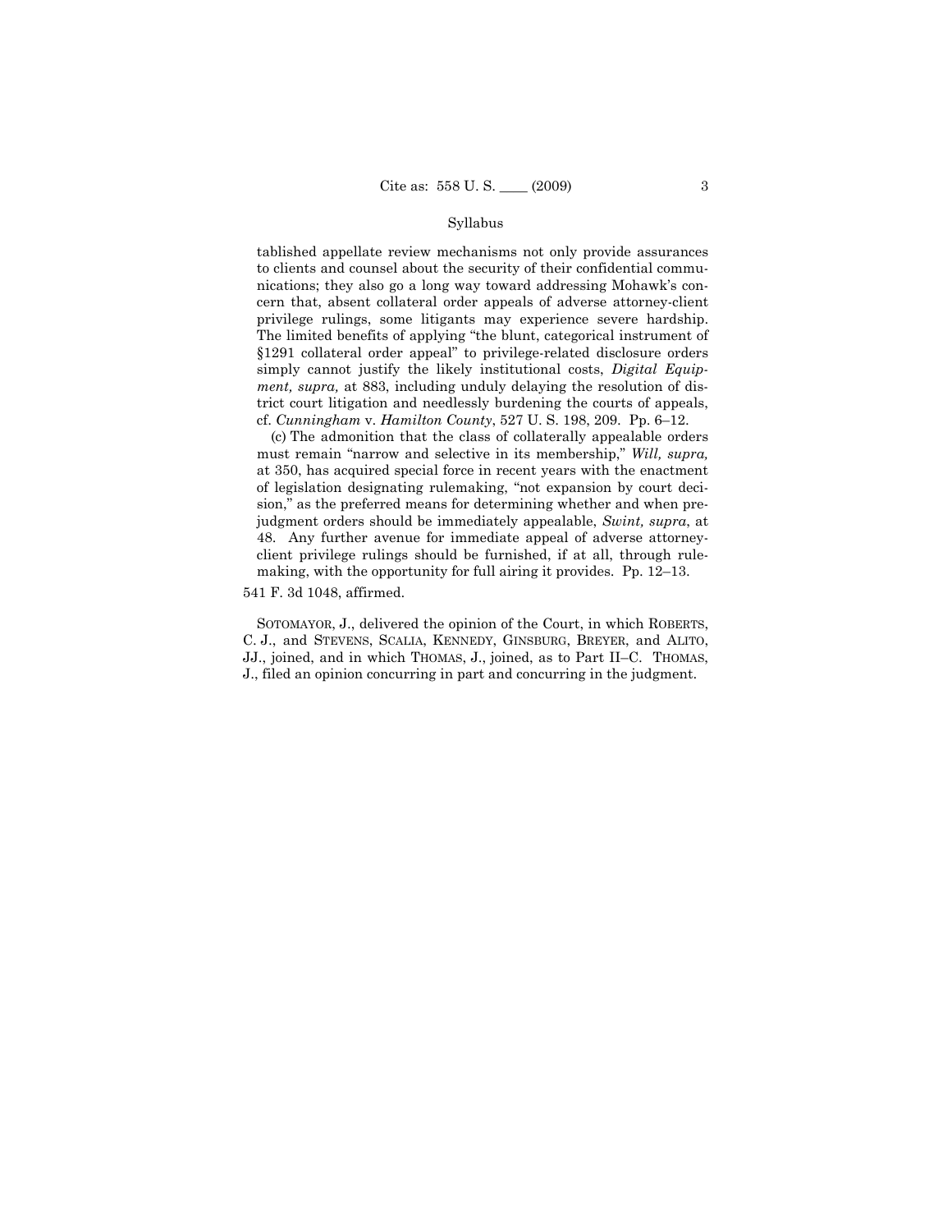tablished appellate review mechanisms not only provide assurances to clients and counsel about the security of their confidential communications; they also go a long way toward addressing Mohawk's concern that, absent collateral order appeals of adverse attorney-client privilege rulings, some litigants may experience severe hardship. The limited benefits of applying "the blunt, categorical instrument of §1291 collateral order appeal" to privilege-related disclosure orders simply cannot justify the likely institutional costs, *Digital Equipment, supra,* at 883, including unduly delaying the resolution of district court litigation and needlessly burdening the courts of appeals, cf. *Cunningham* v. *Hamilton County*, 527 U. S. 198, 209. Pp. 6–12.

(c) The admonition that the class of collaterally appealable orders must remain "narrow and selective in its membership," *Will, supra,* at 350, has acquired special force in recent years with the enactment of legislation designating rulemaking, "not expansion by court decision," as the preferred means for determining whether and when prejudgment orders should be immediately appealable, *Swint, supra*, at 48. Any further avenue for immediate appeal of adverse attorney-client privilege rulings should be furnished, if at all, through rulemaking, with the opportunity for full airing it provides. Pp. 12–13.

541 F. 3d 1048, affirmed.

SOTOMAYOR, J., delivered the opinion of the Court, in which ROBERTS, C. J., and STEVENS, SCALIA, KENNEDY, GINSBURG, BREYER, and ALITO, JJ., joined, and in which THOMAS, J., joined, as to Part II–C. THOMAS, J., filed an opinion concurring in part and concurring in the judgment.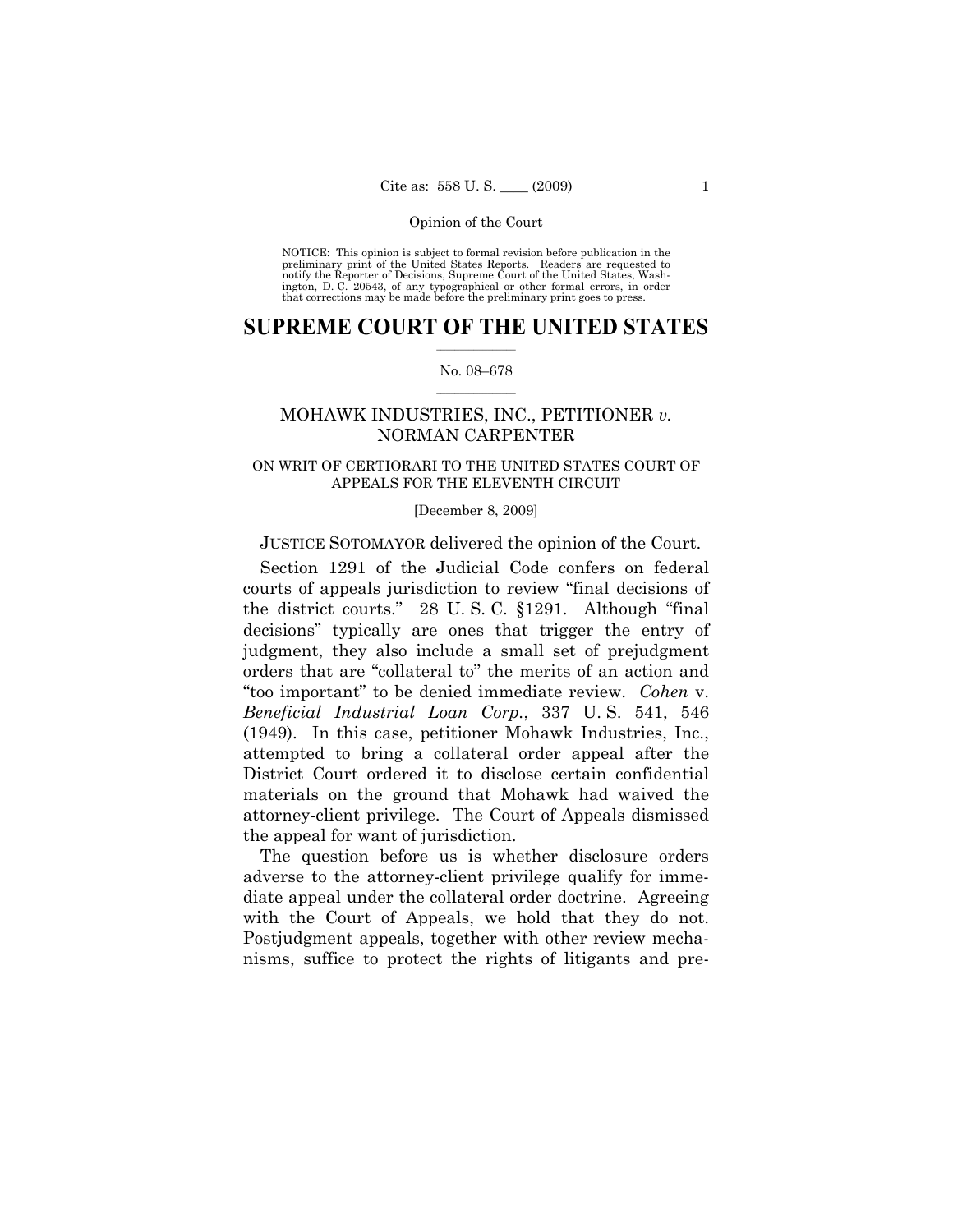NOTICE: This opinion is subject to formal revision before publication in the preliminary print of the United States Reports. Readers are requested to notify the Reporter of Decisions, Supreme Court of the United States, Washington, D. C. 20543, of any typographical or other formal errors, in order that corrections may be made before the preliminary print goes to press.

# SUPREME COURT OF THE UNITED STATES

No. 08–678

MOHAWK INDUSTRIES, INC., PETITIONER *v.* NORMAN CARPENTER

ON WRIT OF CERTIORARI TO THE UNITED STATES COURT OF APPEALS FOR THE ELEVENTH CIRCUIT

[December 8, 2009]

JUSTICE SOTOMAYOR delivered the opinion of the Court.

Section 1291 of the Judicial Code confers on federal courts of appeals jurisdiction to review "final decisions of the district courts." 28 U. S. C. §1291. Although "final decisions" typically are ones that trigger the entry of judgment, they also include a small set of prejudgment orders that are "collateral to" the merits of an action and "too important" to be denied immediate review. *Cohen* v. *Beneficial Industrial Loan Corp.*, 337 U. S. 541, 546 (1949). In this case, petitioner Mohawk Industries, Inc., attempted to bring a collateral order appeal after the District Court ordered it to disclose certain confidential materials on the ground that Mohawk had waived the attorney-client privilege. The Court of Appeals dismissed the appeal for want of jurisdiction.

The question before us is whether disclosure orders adverse to the attorney-client privilege qualify for immediate appeal under the collateral order doctrine. Agreeing with the Court of Appeals, we hold that they do not. Postjudgment appeals, together with other review mechanisms, suffice to protect the rights of litigants and pre-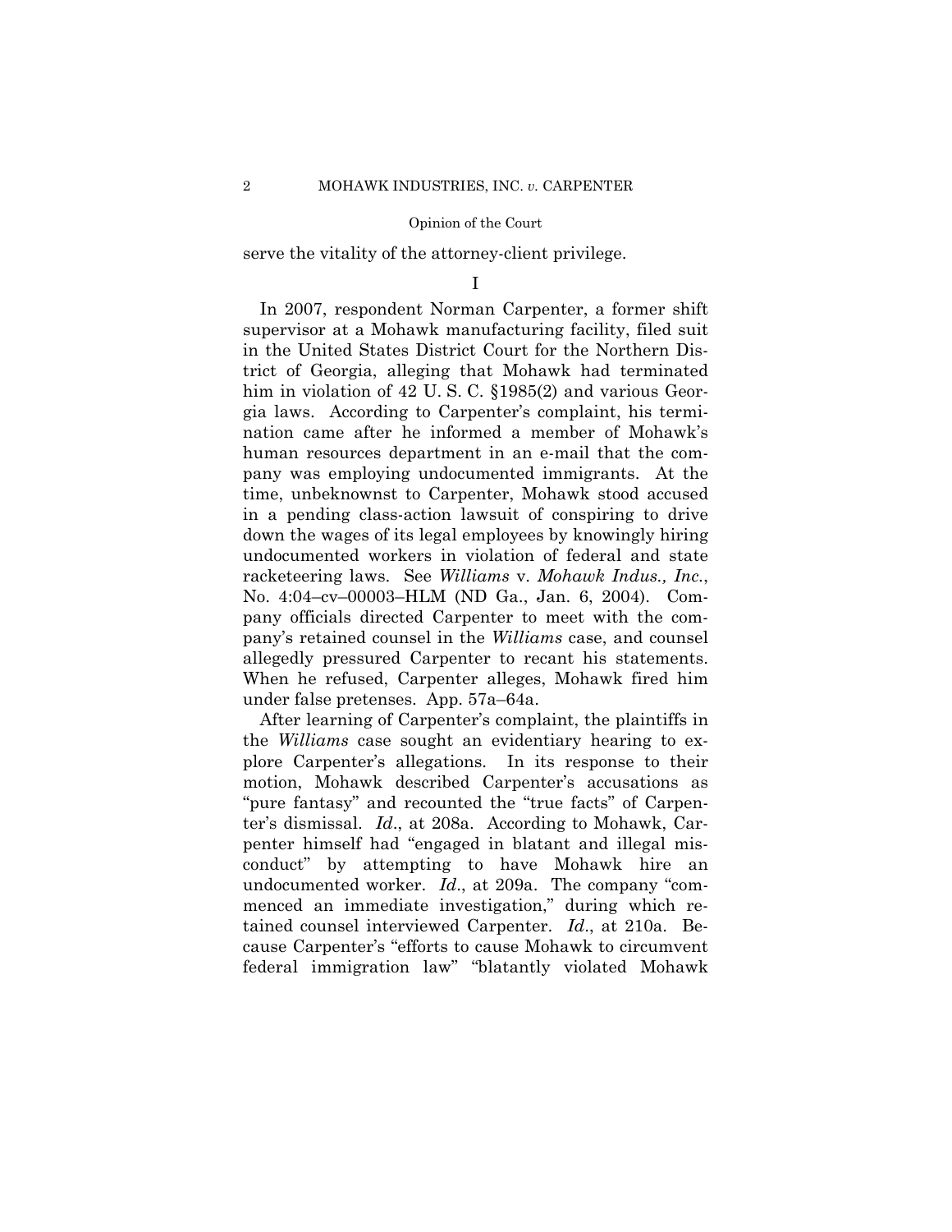serve the vitality of the attorney-client privilege.

I

In 2007, respondent Norman Carpenter, a former shift supervisor at a Mohawk manufacturing facility, filed suit in the United States District Court for the Northern District of Georgia, alleging that Mohawk had terminated him in violation of 42 U. S. C. §1985(2) and various Georgia laws. According to Carpenter's complaint, his termination came after he informed a member of Mohawk's human resources department in an e-mail that the company was employing undocumented immigrants. At the time, unbeknownst to Carpenter, Mohawk stood accused in a pending class-action lawsuit of conspiring to drive down the wages of its legal employees by knowingly hiring undocumented workers in violation of federal and state racketeering laws. See *Williams* v. *Mohawk Indus., Inc.*, No. 4:04–cv–00003–HLM (ND Ga., Jan. 6, 2004). Company officials directed Carpenter to meet with the company's retained counsel in the *Williams* case, and counsel allegedly pressured Carpenter to recant his statements. When he refused, Carpenter alleges, Mohawk fired him under false pretenses. App. 57a–64a.

After learning of Carpenter's complaint, the plaintiffs in the *Williams* case sought an evidentiary hearing to explore Carpenter's allegations. In its response to their motion, Mohawk described Carpenter's accusations as "pure fantasy" and recounted the "true facts" of Carpenter's dismissal. *Id*., at 208a. According to Mohawk, Carpenter himself had "engaged in blatant and illegal misconduct" by attempting to have Mohawk hire an undocumented worker. *Id*., at 209a. The company "commenced an immediate investigation," during which retained counsel interviewed Carpenter. *Id*., at 210a. Because Carpenter's "efforts to cause Mohawk to circumvent federal immigration law" "blatantly violated Mohawk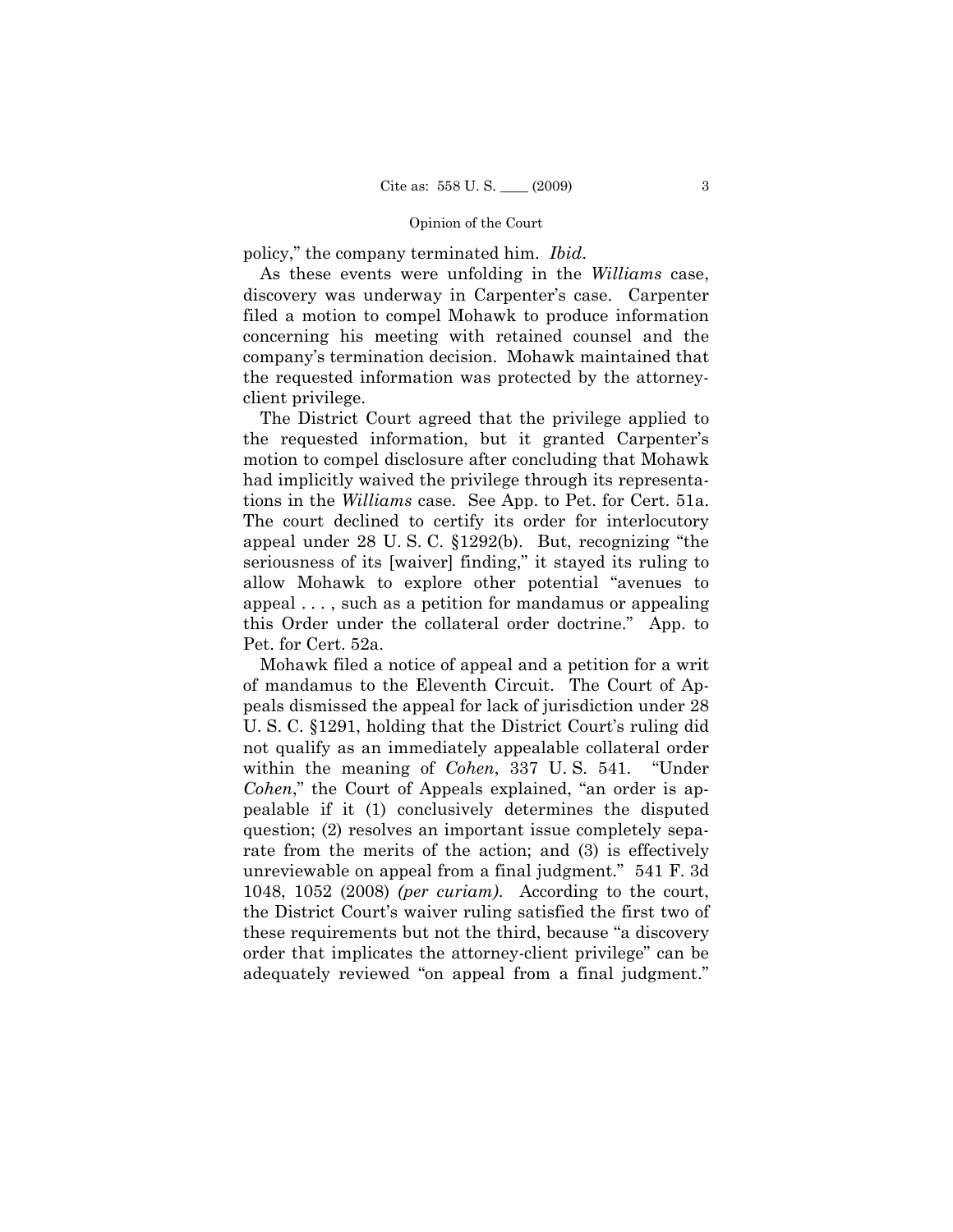policy," the company terminated him. *Ibid*.

As these events were unfolding in the *Williams* case, discovery was underway in Carpenter's case. Carpenter filed a motion to compel Mohawk to produce information concerning his meeting with retained counsel and the company's termination decision. Mohawk maintained that the requested information was protected by the attorney-client privilege.

The District Court agreed that the privilege applied to the requested information, but it granted Carpenter's motion to compel disclosure after concluding that Mohawk had implicitly waived the privilege through its representations in the *Williams* case. See App. to Pet. for Cert. 51a. The court declined to certify its order for interlocutory appeal under 28 U. S. C. §1292(b). But, recognizing "the seriousness of its [waiver] finding," it stayed its ruling to allow Mohawk to explore other potential "avenues to appeal . . . , such as a petition for mandamus or appealing this Order under the collateral order doctrine." App. to Pet. for Cert. 52a.

Mohawk filed a notice of appeal and a petition for a writ of mandamus to the Eleventh Circuit. The Court of Appeals dismissed the appeal for lack of jurisdiction under 28 U. S. C. §1291, holding that the District Court's ruling did not qualify as an immediately appealable collateral order within the meaning of *Cohen*, 337 U. S. 541. "Under *Cohen*," the Court of Appeals explained, "an order is appealable if it (1) conclusively determines the disputed question; (2) resolves an important issue completely separate from the merits of the action; and (3) is effectively unreviewable on appeal from a final judgment." 541 F. 3d 1048, 1052 (2008) *(per curiam)*. According to the court, the District Court's waiver ruling satisfied the first two of these requirements but not the third, because "a discovery order that implicates the attorney-client privilege" can be adequately reviewed "on appeal from a final judgment."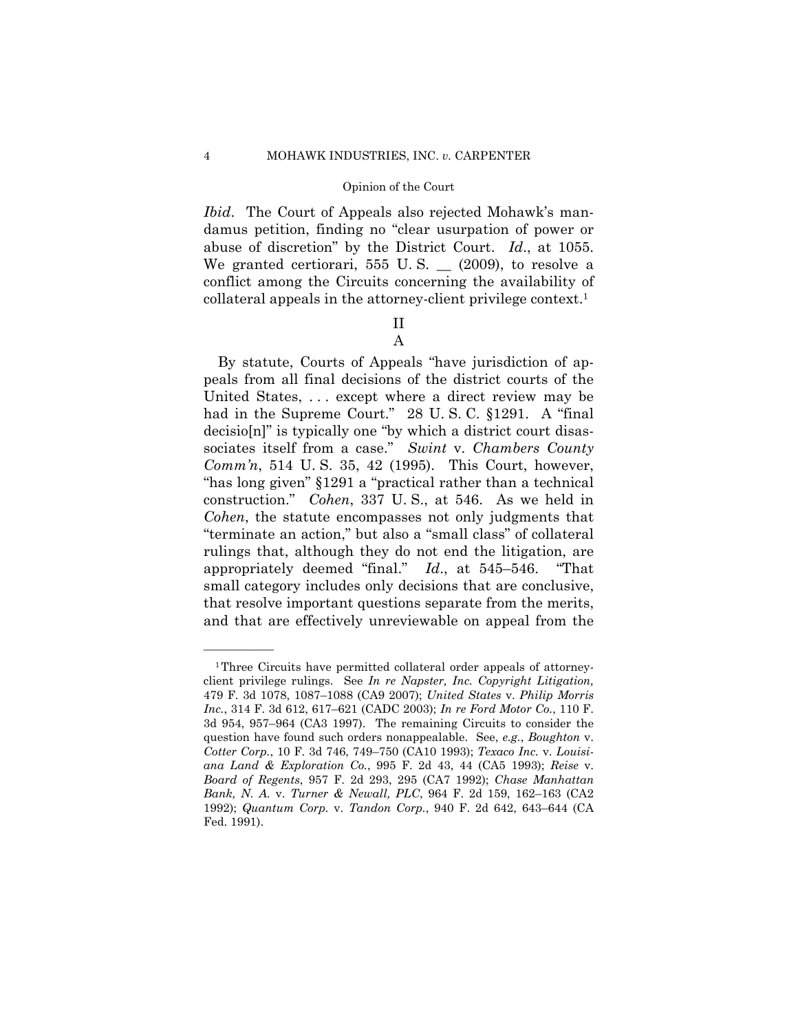*Ibid*. The Court of Appeals also rejected Mohawk's mandamus petition, finding no "clear usurpation of power or abuse of discretion" by the District Court. *Id*., at 1055. We granted certiorari, 555 U. S. __ (2009), to resolve a conflict among the Circuits concerning the availability of collateral appeals in the attorney-client privilege context.[1]

## II

### A

By statute, Courts of Appeals "have jurisdiction of appeals from all final decisions of the district courts of the United States, . . . except where a direct review may be had in the Supreme Court." 28 U. S. C. §1291. A "final decisio[n]" is typically one "by which a district court disassociates itself from a case." *Swint* v. *Chambers County Comm'n*, 514 U. S. 35, 42 (1995). This Court, however, "has long given" §1291 a "practical rather than a technical construction." *Cohen*, 337 U. S., at 546. As we held in *Cohen*, the statute encompasses not only judgments that "terminate an action," but also a "small class" of collateral rulings that, although they do not end the litigation, are appropriately deemed "final." *Id*., at 545–546. "That small category includes only decisions that are conclusive, that resolve important questions separate from the merits, and that are effectively unreviewable on appeal from the

---

[1] Three Circuits have permitted collateral order appeals of attorney-client privilege rulings. See *In re Napster, Inc. Copyright Litigation,* 479 F. 3d 1078, 1087–1088 (CA9 2007); *United States* v. *Philip Morris Inc.*, 314 F. 3d 612, 617–621 (CADC 2003); *In re Ford Motor Co.*, 110 F. 3d 954, 957–964 (CA3 1997). The remaining Circuits to consider the question have found such orders nonappealable. See, *e.g.*, *Boughton* v. *Cotter Corp.*, 10 F. 3d 746, 749–750 (CA10 1993); *Texaco Inc.* v. *Louisiana Land & Exploration Co.*, 995 F. 2d 43, 44 (CA5 1993); *Reise* v. *Board of Regents*, 957 F. 2d 293, 295 (CA7 1992); *Chase Manhattan Bank, N. A.* v. *Turner & Newall, PLC*, 964 F. 2d 159, 162–163 (CA2 1992); *Quantum Corp.* v. *Tandon Corp.*, 940 F. 2d 642, 643–644 (CA Fed. 1991).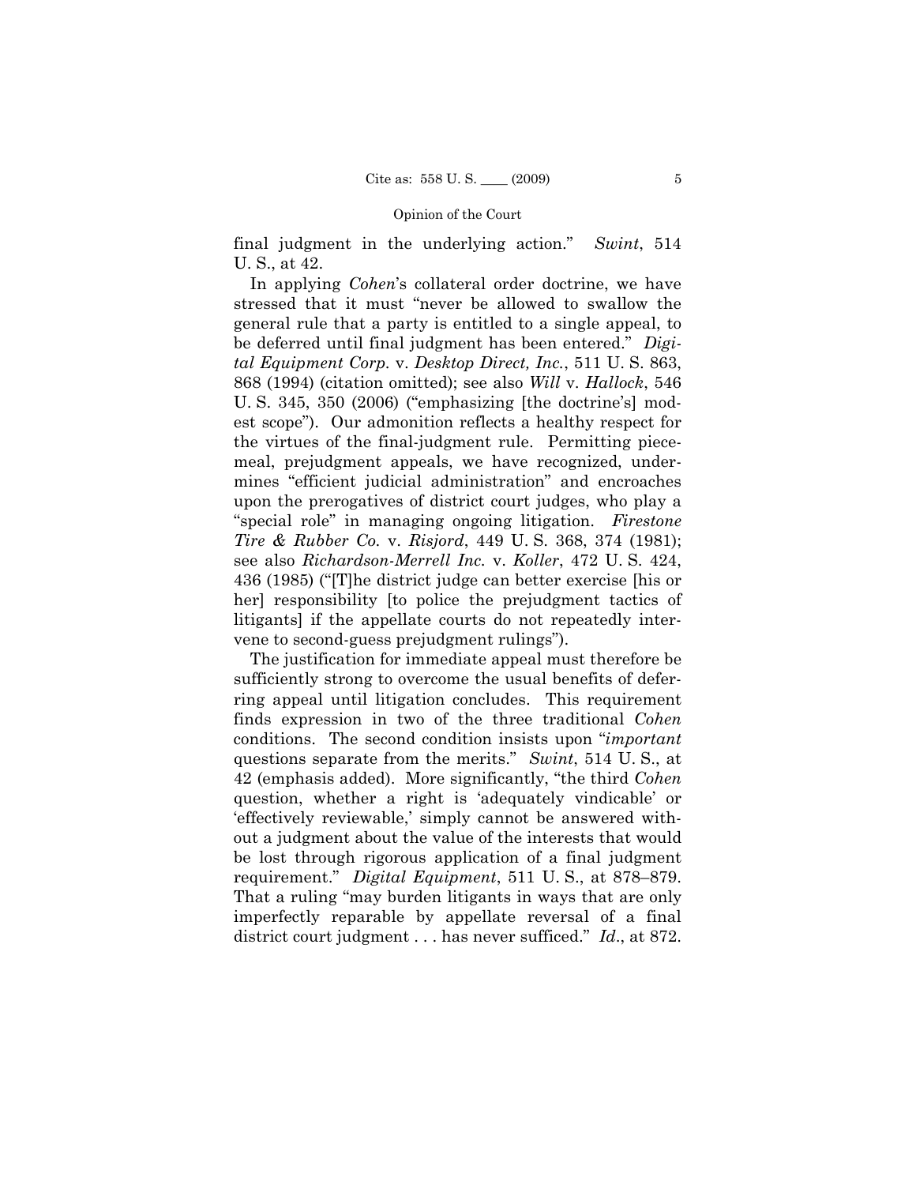final judgment in the underlying action." *Swint*, 514 U. S., at 42.

In applying *Cohen*'s collateral order doctrine, we have stressed that it must "never be allowed to swallow the general rule that a party is entitled to a single appeal, to be deferred until final judgment has been entered." *Digital Equipment Corp.* v. *Desktop Direct, Inc.*, 511 U. S. 863, 868 (1994) (citation omitted); see also *Will* v. *Hallock*, 546 U. S. 345, 350 (2006) ("emphasizing [the doctrine's] modest scope"). Our admonition reflects a healthy respect for the virtues of the final-judgment rule. Permitting piecemeal, prejudgment appeals, we have recognized, undermines "efficient judicial administration" and encroaches upon the prerogatives of district court judges, who play a "special role" in managing ongoing litigation. *Firestone Tire & Rubber Co.* v. *Risjord*, 449 U. S. 368, 374 (1981); see also *Richardson-Merrell Inc.* v. *Koller*, 472 U. S. 424, 436 (1985) ("[T]he district judge can better exercise [his or her] responsibility [to police the prejudgment tactics of litigants] if the appellate courts do not repeatedly intervene to second-guess prejudgment rulings").

The justification for immediate appeal must therefore be sufficiently strong to overcome the usual benefits of deferring appeal until litigation concludes. This requirement finds expression in two of the three traditional *Cohen* conditions. The second condition insists upon "*important* questions separate from the merits." *Swint*, 514 U. S., at 42 (emphasis added). More significantly, "the third *Cohen* question, whether a right is 'adequately vindicable' or 'effectively reviewable,' simply cannot be answered without a judgment about the value of the interests that would be lost through rigorous application of a final judgment requirement." *Digital Equipment*, 511 U. S., at 878–879. That a ruling "may burden litigants in ways that are only imperfectly reparable by appellate reversal of a final district court judgment . . . has never sufficed." *Id*., at 872.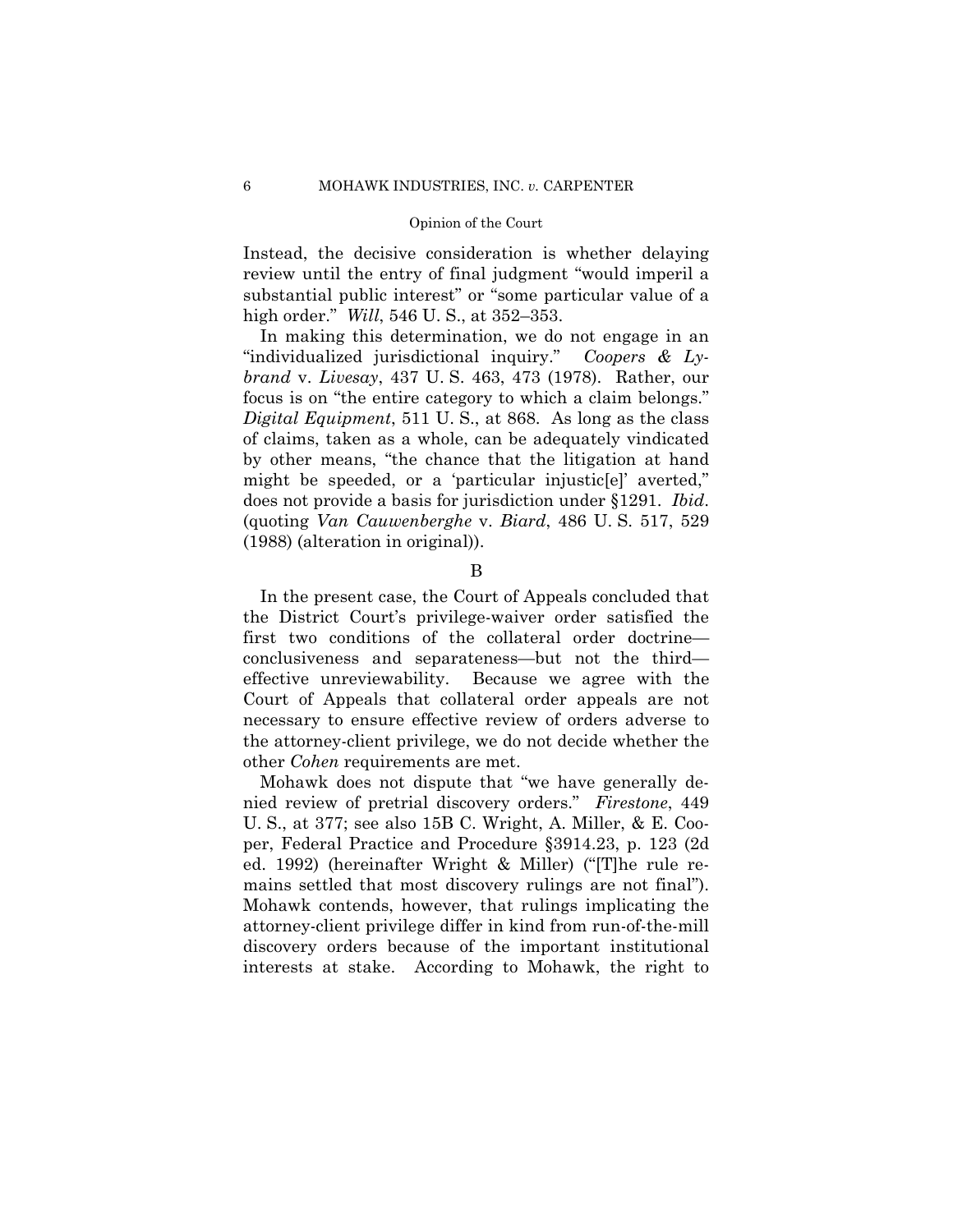Instead, the decisive consideration is whether delaying review until the entry of final judgment "would imperil a substantial public interest" or "some particular value of a high order." *Will*, 546 U. S., at 352–353.

In making this determination, we do not engage in an "individualized jurisdictional inquiry." *Coopers & Lybrand* v. *Livesay*, 437 U. S. 463, 473 (1978). Rather, our focus is on "the entire category to which a claim belongs." *Digital Equipment*, 511 U. S., at 868. As long as the class of claims, taken as a whole, can be adequately vindicated by other means, "the chance that the litigation at hand might be speeded, or a 'particular injustic[e]' averted," does not provide a basis for jurisdiction under §1291. *Ibid.* (quoting *Van Cauwenberghe* v. *Biard*, 486 U. S. 517, 529 (1988) (alteration in original)).

### B

In the present case, the Court of Appeals concluded that the District Court's privilege-waiver order satisfied the first two conditions of the collateral order doctrine—conclusiveness and separateness—but not the third—effective unreviewability. Because we agree with the Court of Appeals that collateral order appeals are not necessary to ensure effective review of orders adverse to the attorney-client privilege, we do not decide whether the other *Cohen* requirements are met.

Mohawk does not dispute that "we have generally denied review of pretrial discovery orders." *Firestone*, 449 U. S., at 377; see also 15B C. Wright, A. Miller, & E. Cooper, Federal Practice and Procedure §3914.23, p. 123 (2d ed. 1992) (hereinafter Wright & Miller) ("[T]he rule remains settled that most discovery rulings are not final"). Mohawk contends, however, that rulings implicating the attorney-client privilege differ in kind from run-of-the-mill discovery orders because of the important institutional interests at stake. According to Mohawk, the right to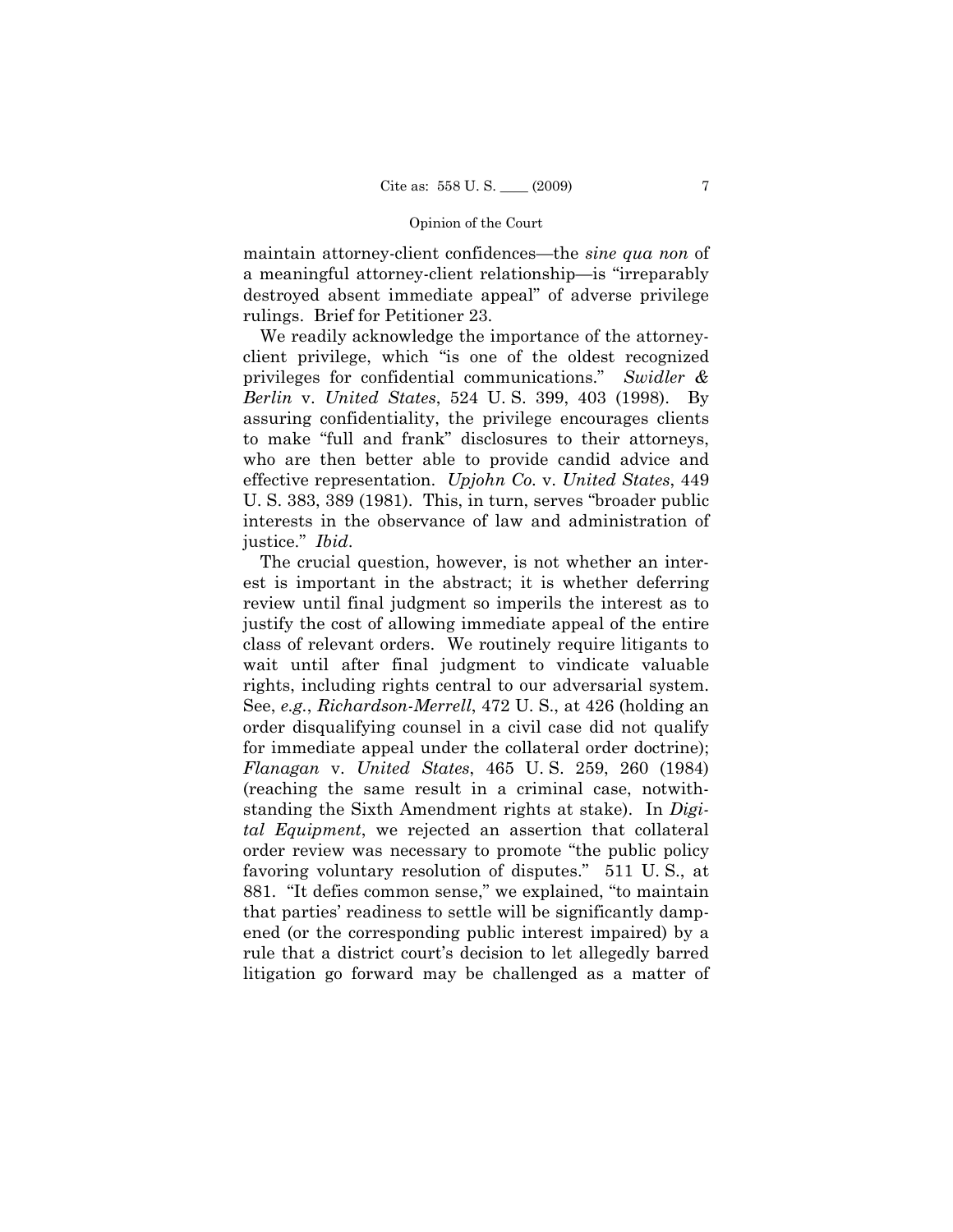maintain attorney-client confidences—the *sine qua non* of a meaningful attorney-client relationship—is "irreparably destroyed absent immediate appeal" of adverse privilege rulings. Brief for Petitioner 23.

We readily acknowledge the importance of the attorney-client privilege, which "is one of the oldest recognized privileges for confidential communications." *Swidler & Berlin* v. *United States*, 524 U. S. 399, 403 (1998). By assuring confidentiality, the privilege encourages clients to make "full and frank" disclosures to their attorneys, who are then better able to provide candid advice and effective representation. *Upjohn Co.* v. *United States*, 449 U. S. 383, 389 (1981). This, in turn, serves "broader public interests in the observance of law and administration of justice." *Ibid*.

The crucial question, however, is not whether an interest is important in the abstract; it is whether deferring review until final judgment so imperils the interest as to justify the cost of allowing immediate appeal of the entire class of relevant orders. We routinely require litigants to wait until after final judgment to vindicate valuable rights, including rights central to our adversarial system. See, *e.g.*, *Richardson-Merrell*, 472 U. S., at 426 (holding an order disqualifying counsel in a civil case did not qualify for immediate appeal under the collateral order doctrine); *Flanagan* v. *United States*, 465 U. S. 259, 260 (1984) (reaching the same result in a criminal case, notwithstanding the Sixth Amendment rights at stake). In *Digital Equipment*, we rejected an assertion that collateral order review was necessary to promote "the public policy favoring voluntary resolution of disputes." 511 U. S., at 881. "It defies common sense," we explained, "to maintain that parties' readiness to settle will be significantly dampened (or the corresponding public interest impaired) by a rule that a district court's decision to let allegedly barred litigation go forward may be challenged as a matter of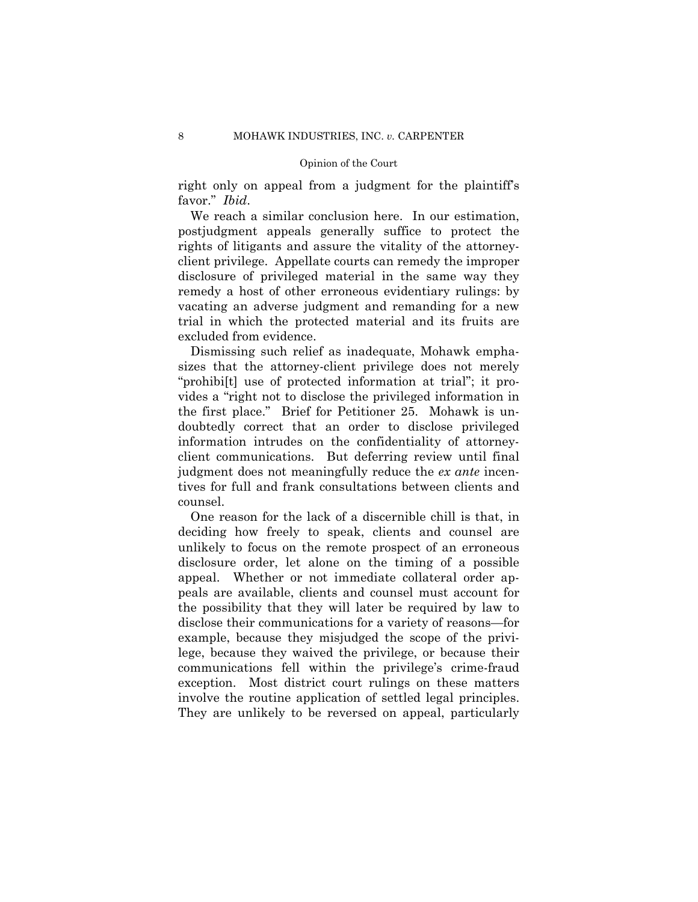right only on appeal from a judgment for the plaintiff's favor." *Ibid*.

We reach a similar conclusion here. In our estimation, postjudgment appeals generally suffice to protect the rights of litigants and assure the vitality of the attorney-client privilege. Appellate courts can remedy the improper disclosure of privileged material in the same way they remedy a host of other erroneous evidentiary rulings: by vacating an adverse judgment and remanding for a new trial in which the protected material and its fruits are excluded from evidence.

Dismissing such relief as inadequate, Mohawk emphasizes that the attorney-client privilege does not merely "prohibi[t] use of protected information at trial"; it provides a "right not to disclose the privileged information in the first place." Brief for Petitioner 25. Mohawk is undoubtedly correct that an order to disclose privileged information intrudes on the confidentiality of attorney-client communications. But deferring review until final judgment does not meaningfully reduce the *ex ante* incentives for full and frank consultations between clients and counsel.

One reason for the lack of a discernible chill is that, in deciding how freely to speak, clients and counsel are unlikely to focus on the remote prospect of an erroneous disclosure order, let alone on the timing of a possible appeal. Whether or not immediate collateral order appeals are available, clients and counsel must account for the possibility that they will later be required by law to disclose their communications for a variety of reasons—for example, because they misjudged the scope of the privilege, because they waived the privilege, or because their communications fell within the privilege's crime-fraud exception. Most district court rulings on these matters involve the routine application of settled legal principles. They are unlikely to be reversed on appeal, particularly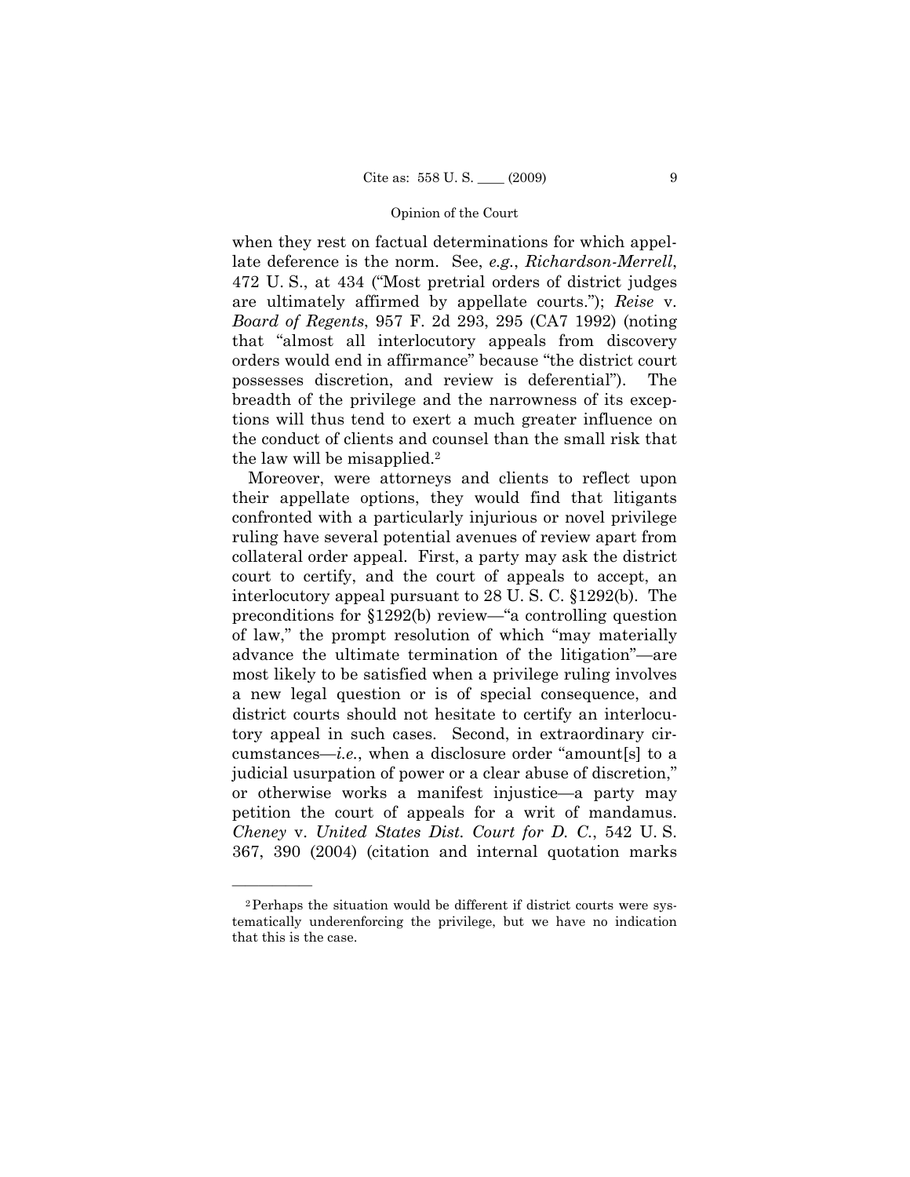when they rest on factual determinations for which appellate deference is the norm. See, *e.g.*, *Richardson-Merrell*, 472 U. S., at 434 ("Most pretrial orders of district judges are ultimately affirmed by appellate courts."); *Reise* v. *Board of Regents*, 957 F. 2d 293, 295 (CA7 1992) (noting that "almost all interlocutory appeals from discovery orders would end in affirmance" because "the district court possesses discretion, and review is deferential"). The breadth of the privilege and the narrowness of its exceptions will thus tend to exert a much greater influence on the conduct of clients and counsel than the small risk that the law will be misapplied.[2]

Moreover, were attorneys and clients to reflect upon their appellate options, they would find that litigants confronted with a particularly injurious or novel privilege ruling have several potential avenues of review apart from collateral order appeal. First, a party may ask the district court to certify, and the court of appeals to accept, an interlocutory appeal pursuant to 28 U. S. C. §1292(b). The preconditions for §1292(b) review—"a controlling question of law," the prompt resolution of which "may materially advance the ultimate termination of the litigation"—are most likely to be satisfied when a privilege ruling involves a new legal question or is of special consequence, and district courts should not hesitate to certify an interlocutory appeal in such cases. Second, in extraordinary circumstances—*i.e.*, when a disclosure order "amount[s] to a judicial usurpation of power or a clear abuse of discretion," or otherwise works a manifest injustice—a party may petition the court of appeals for a writ of mandamus. *Cheney* v. *United States Dist. Court for D. C.*, 542 U. S. 367, 390 (2004) (citation and internal quotation marks

---

[2] Perhaps the situation would be different if district courts were systematically underenforcing the privilege, but we have no indication that this is the case.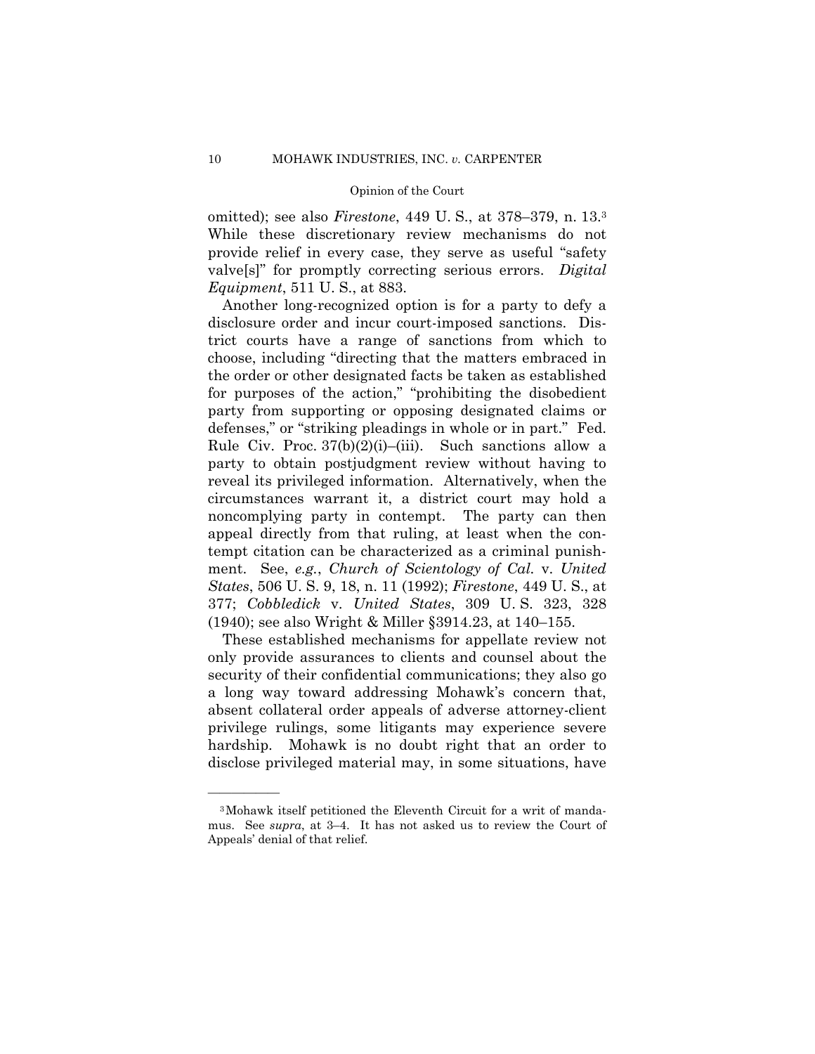omitted); see also *Firestone*, 449 U. S., at 378–379, n. 13.[3] While these discretionary review mechanisms do not provide relief in every case, they serve as useful "safety valve[s]" for promptly correcting serious errors. *Digital Equipment*, 511 U. S., at 883.

Another long-recognized option is for a party to defy a disclosure order and incur court-imposed sanctions. District courts have a range of sanctions from which to choose, including "directing that the matters embraced in the order or other designated facts be taken as established for purposes of the action," "prohibiting the disobedient party from supporting or opposing designated claims or defenses," or "striking pleadings in whole or in part." Fed. Rule Civ. Proc. 37(b)(2)(i)–(iii). Such sanctions allow a party to obtain postjudgment review without having to reveal its privileged information. Alternatively, when the circumstances warrant it, a district court may hold a noncomplying party in contempt. The party can then appeal directly from that ruling, at least when the contempt citation can be characterized as a criminal punishment. See, *e.g.*, *Church of Scientology of Cal.* v. *United States*, 506 U. S. 9, 18, n. 11 (1992); *Firestone*, 449 U. S., at 377; *Cobbledick* v. *United States*, 309 U. S. 323, 328 (1940); see also Wright & Miller §3914.23, at 140–155.

These established mechanisms for appellate review not only provide assurances to clients and counsel about the security of their confidential communications; they also go a long way toward addressing Mohawk's concern that, absent collateral order appeals of adverse attorney-client privilege rulings, some litigants may experience severe hardship. Mohawk is no doubt right that an order to disclose privileged material may, in some situations, have

---

[3] Mohawk itself petitioned the Eleventh Circuit for a writ of mandamus. See *supra*, at 3–4. It has not asked us to review the Court of Appeals' denial of that relief.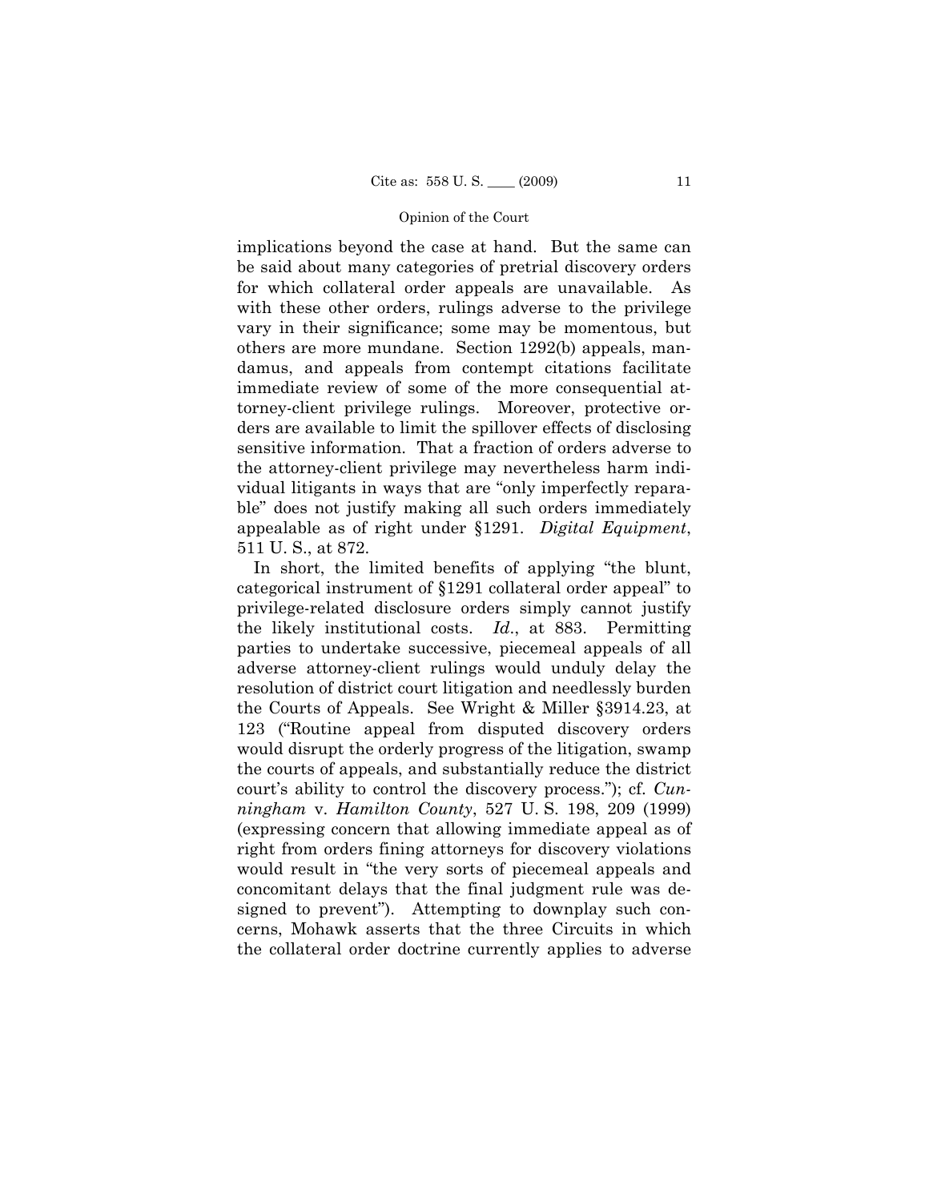implications beyond the case at hand. But the same can be said about many categories of pretrial discovery orders for which collateral order appeals are unavailable. As with these other orders, rulings adverse to the privilege vary in their significance; some may be momentous, but others are more mundane. Section 1292(b) appeals, mandamus, and appeals from contempt citations facilitate immediate review of some of the more consequential attorney-client privilege rulings. Moreover, protective orders are available to limit the spillover effects of disclosing sensitive information. That a fraction of orders adverse to the attorney-client privilege may nevertheless harm individual litigants in ways that are "only imperfectly reparable" does not justify making all such orders immediately appealable as of right under §1291. *Digital Equipment*, 511 U. S., at 872.

In short, the limited benefits of applying "the blunt, categorical instrument of §1291 collateral order appeal" to privilege-related disclosure orders simply cannot justify the likely institutional costs. *Id*., at 883. Permitting parties to undertake successive, piecemeal appeals of all adverse attorney-client rulings would unduly delay the resolution of district court litigation and needlessly burden the Courts of Appeals. See Wright & Miller §3914.23, at 123 ("Routine appeal from disputed discovery orders would disrupt the orderly progress of the litigation, swamp the courts of appeals, and substantially reduce the district court's ability to control the discovery process."); cf. *Cunningham* v. *Hamilton County*, 527 U. S. 198, 209 (1999) (expressing concern that allowing immediate appeal as of right from orders fining attorneys for discovery violations would result in "the very sorts of piecemeal appeals and concomitant delays that the final judgment rule was designed to prevent"). Attempting to downplay such concerns, Mohawk asserts that the three Circuits in which the collateral order doctrine currently applies to adverse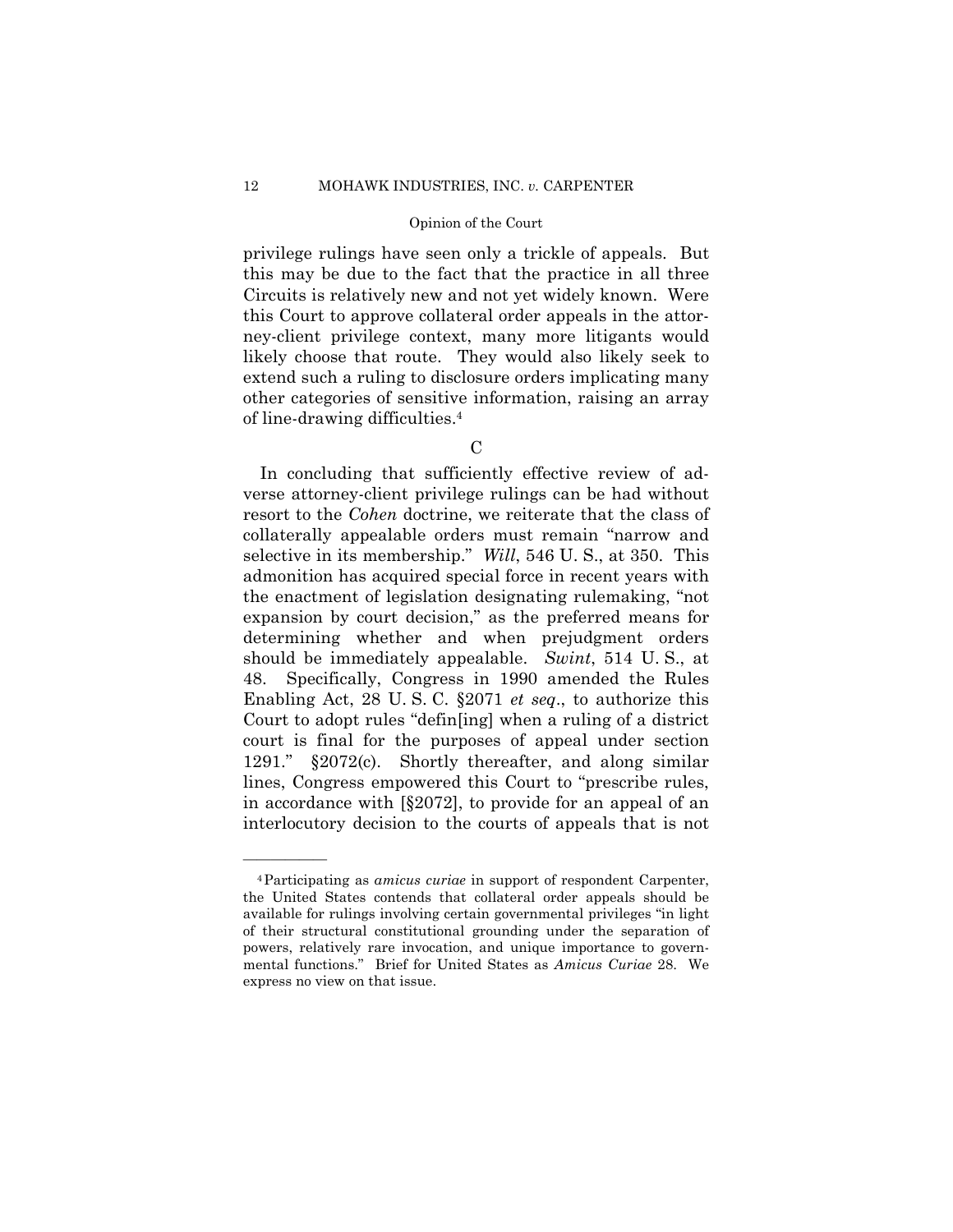privilege rulings have seen only a trickle of appeals. But this may be due to the fact that the practice in all three Circuits is relatively new and not yet widely known. Were this Court to approve collateral order appeals in the attorney-client privilege context, many more litigants would likely choose that route. They would also likely seek to extend such a ruling to disclosure orders implicating many other categories of sensitive information, raising an array of line-drawing difficulties.[4]

### C

In concluding that sufficiently effective review of adverse attorney-client privilege rulings can be had without resort to the *Cohen* doctrine, we reiterate that the class of collaterally appealable orders must remain "narrow and selective in its membership." *Will*, 546 U. S., at 350. This admonition has acquired special force in recent years with the enactment of legislation designating rulemaking, "not expansion by court decision," as the preferred means for determining whether and when prejudgment orders should be immediately appealable. *Swint*, 514 U. S., at 48. Specifically, Congress in 1990 amended the Rules Enabling Act, 28 U. S. C. §2071 *et seq*., to authorize this Court to adopt rules "defin[ing] when a ruling of a district court is final for the purposes of appeal under section 1291." §2072(c). Shortly thereafter, and along similar lines, Congress empowered this Court to "prescribe rules, in accordance with [§2072], to provide for an appeal of an interlocutory decision to the courts of appeals that is not

---

[4] Participating as *amicus curiae* in support of respondent Carpenter, the United States contends that collateral order appeals should be available for rulings involving certain governmental privileges "in light of their structural constitutional grounding under the separation of powers, relatively rare invocation, and unique importance to governmental functions." Brief for United States as *Amicus Curiae* 28. We express no view on that issue.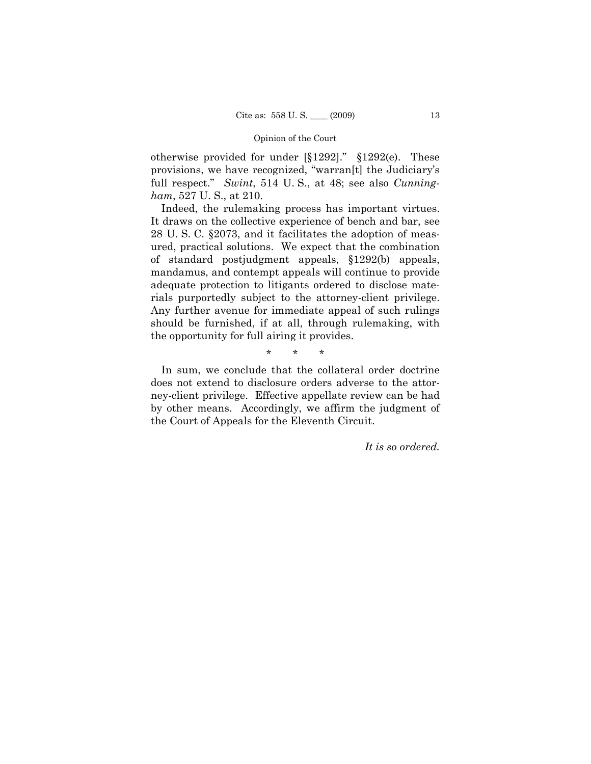otherwise provided for under [§1292]." §1292(e). These provisions, we have recognized, "warran[t] the Judiciary's full respect." *Swint*, 514 U. S., at 48; see also *Cunningham*, 527 U. S., at 210.

Indeed, the rulemaking process has important virtues. It draws on the collective experience of bench and bar, see 28 U. S. C. §2073, and it facilitates the adoption of measured, practical solutions. We expect that the combination of standard postjudgment appeals, §1292(b) appeals, mandamus, and contempt appeals will continue to provide adequate protection to litigants ordered to disclose materials purportedly subject to the attorney-client privilege. Any further avenue for immediate appeal of such rulings should be furnished, if at all, through rulemaking, with the opportunity for full airing it provides.

\* \* \*

In sum, we conclude that the collateral order doctrine does not extend to disclosure orders adverse to the attorney-client privilege. Effective appellate review can be had by other means. Accordingly, we affirm the judgment of the Court of Appeals for the Eleventh Circuit.

*It is so ordered.*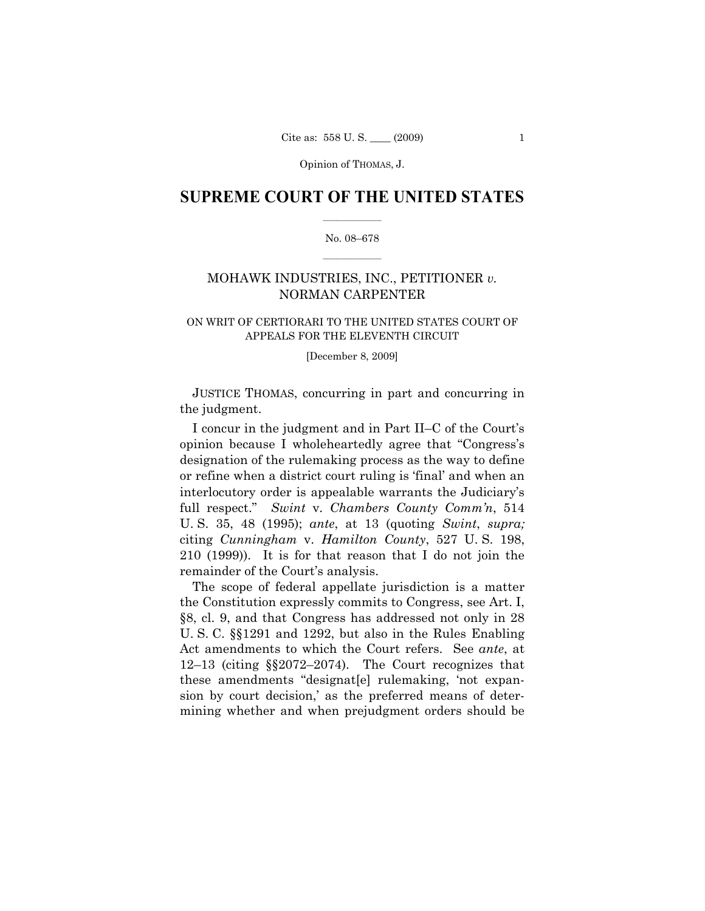# SUPREME COURT OF THE UNITED STATES

No. 08–678

MOHAWK INDUSTRIES, INC., PETITIONER *v.* NORMAN CARPENTER

ON WRIT OF CERTIORARI TO THE UNITED STATES COURT OF APPEALS FOR THE ELEVENTH CIRCUIT

[December 8, 2009]

JUSTICE THOMAS, concurring in part and concurring in the judgment.

I concur in the judgment and in Part II–C of the Court's opinion because I wholeheartedly agree that "Congress's designation of the rulemaking process as the way to define or refine when a district court ruling is 'final' and when an interlocutory order is appealable warrants the Judiciary's full respect." *Swint* v. *Chambers County Comm'n*, 514 U. S. 35, 48 (1995); *ante*, at 13 (quoting *Swint*, *supra;* citing *Cunningham* v. *Hamilton County*, 527 U. S. 198, 210 (1999)). It is for that reason that I do not join the remainder of the Court's analysis.

The scope of federal appellate jurisdiction is a matter the Constitution expressly commits to Congress, see Art. I, §8, cl. 9, and that Congress has addressed not only in 28 U. S. C. §§1291 and 1292, but also in the Rules Enabling Act amendments to which the Court refers. See *ante*, at 12–13 (citing §§2072–2074). The Court recognizes that these amendments "designat[e] rulemaking, 'not expansion by court decision,' as the preferred means of determining whether and when prejudgment orders should be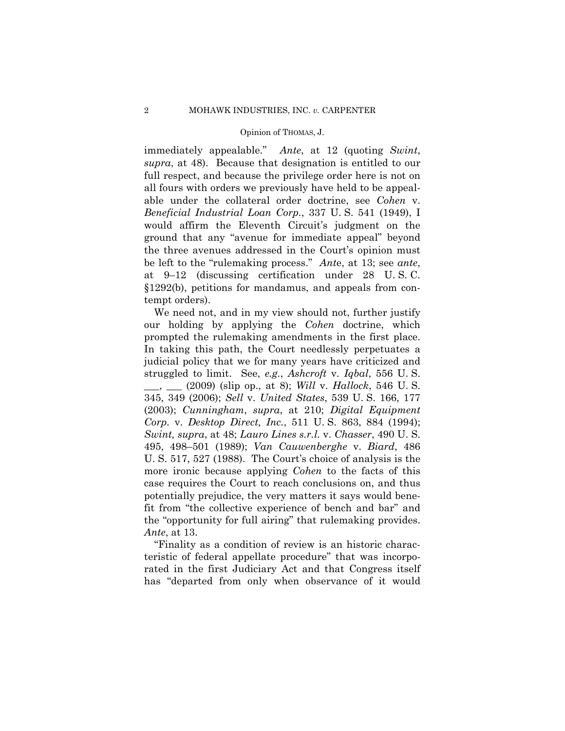immediately appealable." *Ante*, at 12 (quoting *Swint*, *supra*, at 48). Because that designation is entitled to our full respect, and because the privilege order here is not on all fours with orders we previously have held to be appealable under the collateral order doctrine, see *Cohen* v. *Beneficial Industrial Loan Corp.*, 337 U. S. 541 (1949), I would affirm the Eleventh Circuit's judgment on the ground that any "avenue for immediate appeal" beyond the three avenues addressed in the Court's opinion must be left to the "rulemaking process." *Ante*, at 13; see *ante*, at 9–12 (discussing certification under 28 U. S. C. §1292(b), petitions for mandamus, and appeals from contempt orders).

We need not, and in my view should not, further justify our holding by applying the *Cohen* doctrine, which prompted the rulemaking amendments in the first place. In taking this path, the Court needlessly perpetuates a judicial policy that we for many years have criticized and struggled to limit. See, *e.g.*, *Ashcroft* v. *Iqbal*, 556 U. S. ___, ___ (2009) (slip op., at 8); *Will* v. *Hallock*, 546 U. S. 345, 349 (2006); *Sell* v. *United States*, 539 U. S. 166, 177 (2003); *Cunningham*, *supra*, at 210; *Digital Equipment Corp.* v. *Desktop Direct, Inc.*, 511 U. S. 863, 884 (1994); *Swint, supra*, at 48; *Lauro Lines s.r.l.* v. *Chasser*, 490 U. S. 495, 498–501 (1989); *Van Cauwenberghe* v. *Biard*, 486 U. S. 517, 527 (1988). The Court's choice of analysis is the more ironic because applying *Cohen* to the facts of this case requires the Court to reach conclusions on, and thus potentially prejudice, the very matters it says would benefit from "the collective experience of bench and bar" and the "opportunity for full airing" that rulemaking provides. *Ante*, at 13.

"Finality as a condition of review is an historic characteristic of federal appellate procedure" that was incorporated in the first Judiciary Act and that Congress itself has "departed from only when observance of it would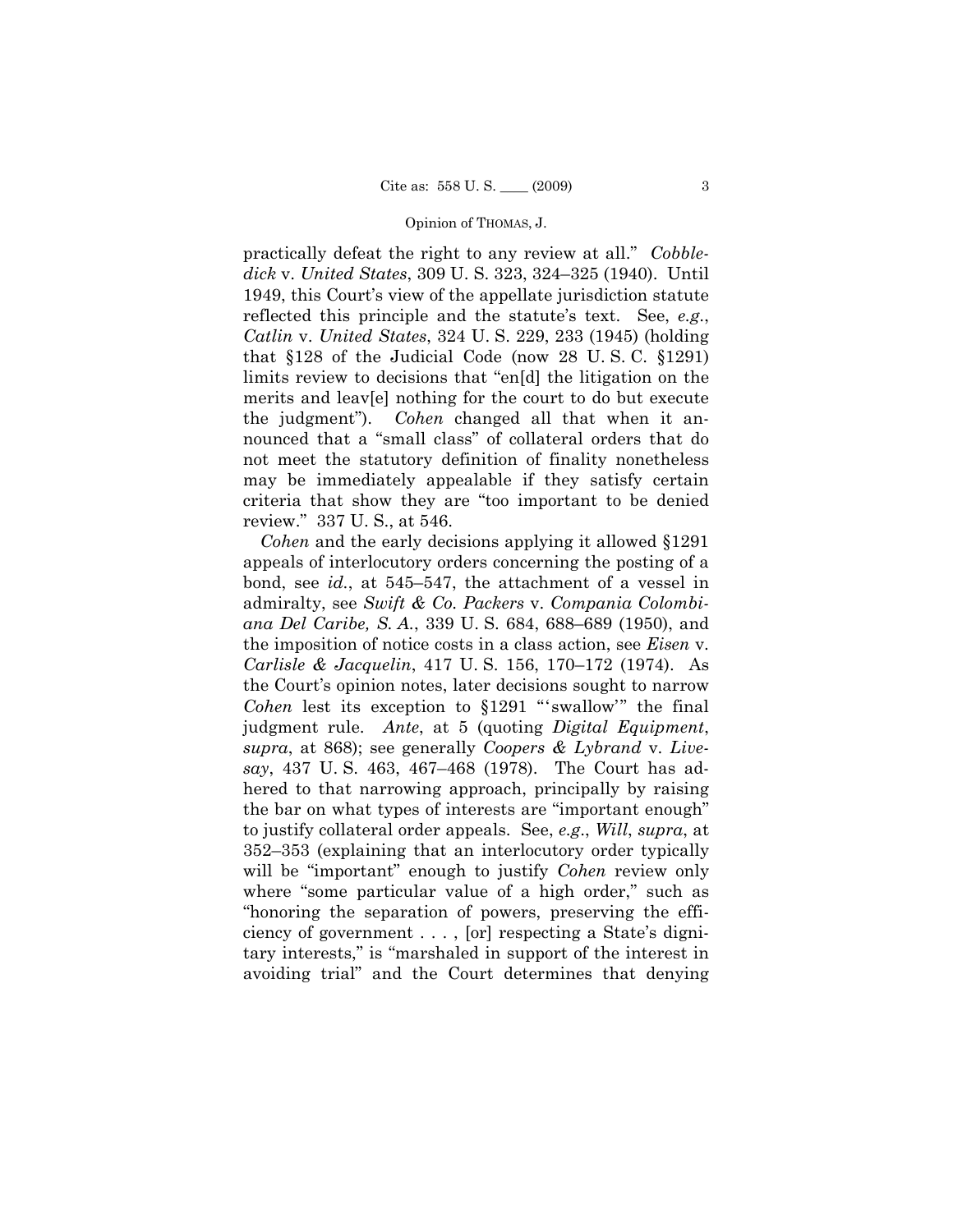practically defeat the right to any review at all." *Cobbledick* v. *United States*, 309 U. S. 323, 324–325 (1940). Until 1949, this Court's view of the appellate jurisdiction statute reflected this principle and the statute's text. See, *e.g.*, *Catlin* v. *United States*, 324 U. S. 229, 233 (1945) (holding that §128 of the Judicial Code (now 28 U. S. C. §1291) limits review to decisions that "en[d] the litigation on the merits and leav[e] nothing for the court to do but execute the judgment"). *Cohen* changed all that when it announced that a "small class" of collateral orders that do not meet the statutory definition of finality nonetheless may be immediately appealable if they satisfy certain criteria that show they are "too important to be denied review." 337 U. S., at 546.

*Cohen* and the early decisions applying it allowed §1291 appeals of interlocutory orders concerning the posting of a bond, see *id.*, at 545–547, the attachment of a vessel in admiralty, see *Swift & Co. Packers* v. *Compania Colombiana Del Caribe, S. A.*, 339 U. S. 684, 688–689 (1950), and the imposition of notice costs in a class action, see *Eisen* v. *Carlisle & Jacquelin*, 417 U. S. 156, 170–172 (1974). As the Court's opinion notes, later decisions sought to narrow *Cohen* lest its exception to §1291 "'swallow'" the final judgment rule. *Ante*, at 5 (quoting *Digital Equipment*, *supra*, at 868); see generally *Coopers & Lybrand* v. *Livesay*, 437 U. S. 463, 467–468 (1978). The Court has adhered to that narrowing approach, principally by raising the bar on what types of interests are "important enough" to justify collateral order appeals. See, *e.g.*, *Will*, *supra*, at 352–353 (explaining that an interlocutory order typically will be "important" enough to justify *Cohen* review only where "some particular value of a high order," such as "honoring the separation of powers, preserving the efficiency of government . . . , [or] respecting a State's dignitary interests," is "marshaled in support of the interest in avoiding trial" and the Court determines that denying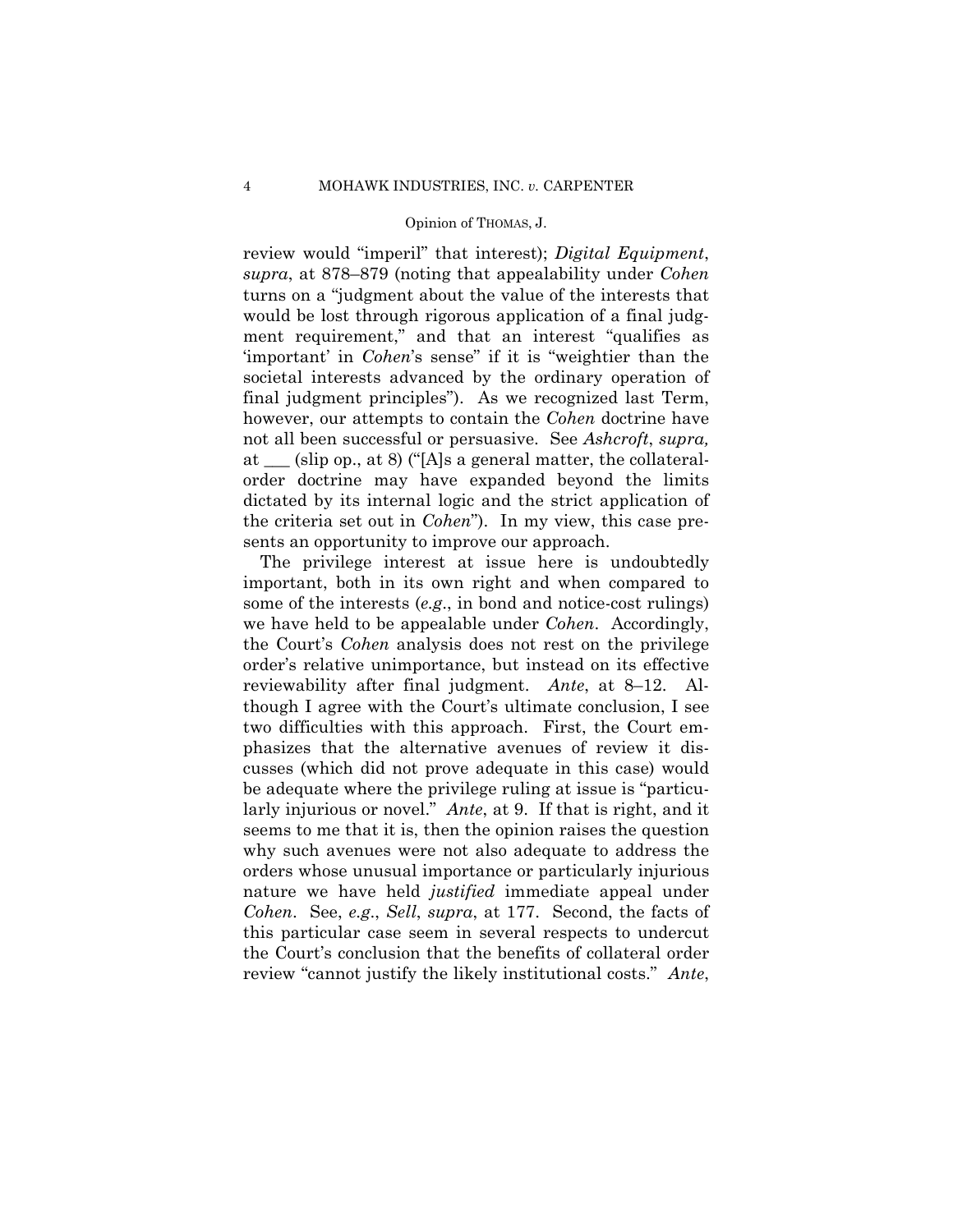review would "imperil" that interest); *Digital Equipment*, *supra*, at 878–879 (noting that appealability under *Cohen* turns on a "judgment about the value of the interests that would be lost through rigorous application of a final judgment requirement," and that an interest "qualifies as 'important' in *Cohen*'s sense" if it is "weightier than the societal interests advanced by the ordinary operation of final judgment principles"). As we recognized last Term, however, our attempts to contain the *Cohen* doctrine have not all been successful or persuasive. See *Ashcroft*, *supra,* at ___ (slip op., at 8) ("[A]s a general matter, the collateral-order doctrine may have expanded beyond the limits dictated by its internal logic and the strict application of the criteria set out in *Cohen*"). In my view, this case presents an opportunity to improve our approach.

The privilege interest at issue here is undoubtedly important, both in its own right and when compared to some of the interests (*e.g.*, in bond and notice-cost rulings) we have held to be appealable under *Cohen*. Accordingly, the Court's *Cohen* analysis does not rest on the privilege order's relative unimportance, but instead on its effective reviewability after final judgment. *Ante*, at 8–12. Although I agree with the Court's ultimate conclusion, I see two difficulties with this approach. First, the Court emphasizes that the alternative avenues of review it discusses (which did not prove adequate in this case) would be adequate where the privilege ruling at issue is "particularly injurious or novel." *Ante*, at 9. If that is right, and it seems to me that it is, then the opinion raises the question why such avenues were not also adequate to address the orders whose unusual importance or particularly injurious nature we have held *justified* immediate appeal under *Cohen*. See, *e.g.*, *Sell*, *supra*, at 177. Second, the facts of this particular case seem in several respects to undercut the Court's conclusion that the benefits of collateral order review "cannot justify the likely institutional costs." *Ante*,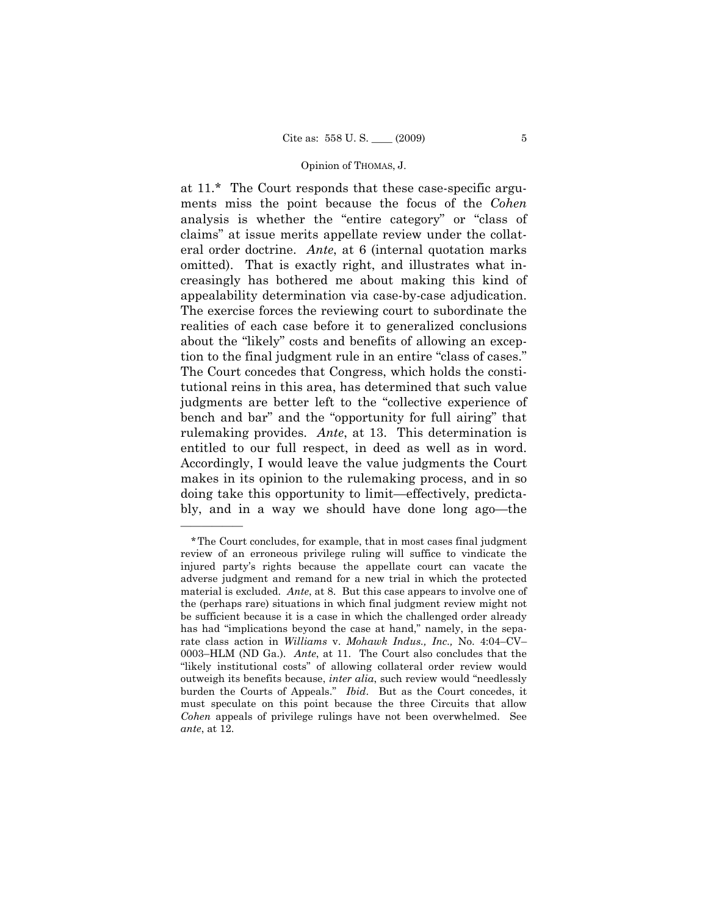at 11.* The Court responds that these case-specific arguments miss the point because the focus of the *Cohen* analysis is whether the "entire category" or "class of claims" at issue merits appellate review under the collateral order doctrine. *Ante*, at 6 (internal quotation marks omitted). That is exactly right, and illustrates what increasingly has bothered me about making this kind of appealability determination via case-by-case adjudication. The exercise forces the reviewing court to subordinate the realities of each case before it to generalized conclusions about the "likely" costs and benefits of allowing an exception to the final judgment rule in an entire "class of cases." The Court concedes that Congress, which holds the constitutional reins in this area, has determined that such value judgments are better left to the "collective experience of bench and bar" and the "opportunity for full airing" that rulemaking provides. *Ante*, at 13. This determination is entitled to our full respect, in deed as well as in word. Accordingly, I would leave the value judgments the Court makes in its opinion to the rulemaking process, and in so doing take this opportunity to limit—effectively, predictably, and in a way we should have done long ago—the

---

*The Court concludes, for example, that in most cases final judgment review of an erroneous privilege ruling will suffice to vindicate the injured party's rights because the appellate court can vacate the adverse judgment and remand for a new trial in which the protected material is excluded. *Ante*, at 8. But this case appears to involve one of the (perhaps rare) situations in which final judgment review might not be sufficient because it is a case in which the challenged order already has had "implications beyond the case at hand," namely, in the separate class action in *Williams* v. *Mohawk Indus., Inc.,* No. 4:04–CV–0003–HLM (ND Ga.). *Ante*, at 11. The Court also concludes that the "likely institutional costs" of allowing collateral order review would outweigh its benefits because, *inter alia*, such review would "needlessly burden the Courts of Appeals." *Ibid*. But as the Court concedes, it must speculate on this point because the three Circuits that allow *Cohen* appeals of privilege rulings have not been overwhelmed. See *ante*, at 12.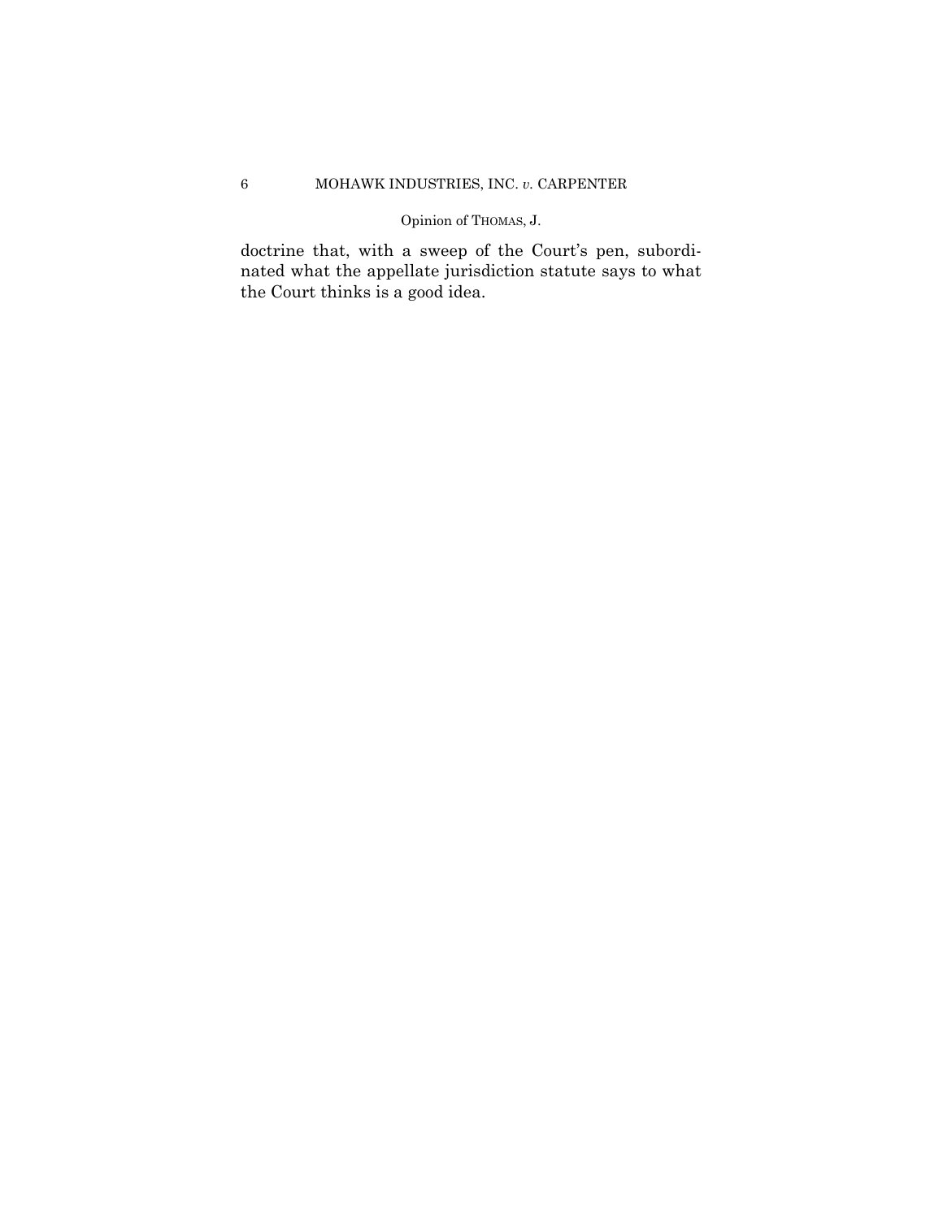doctrine that, with a sweep of the Court's pen, subordinated what the appellate jurisdiction statute says to what the Court thinks is a good idea.